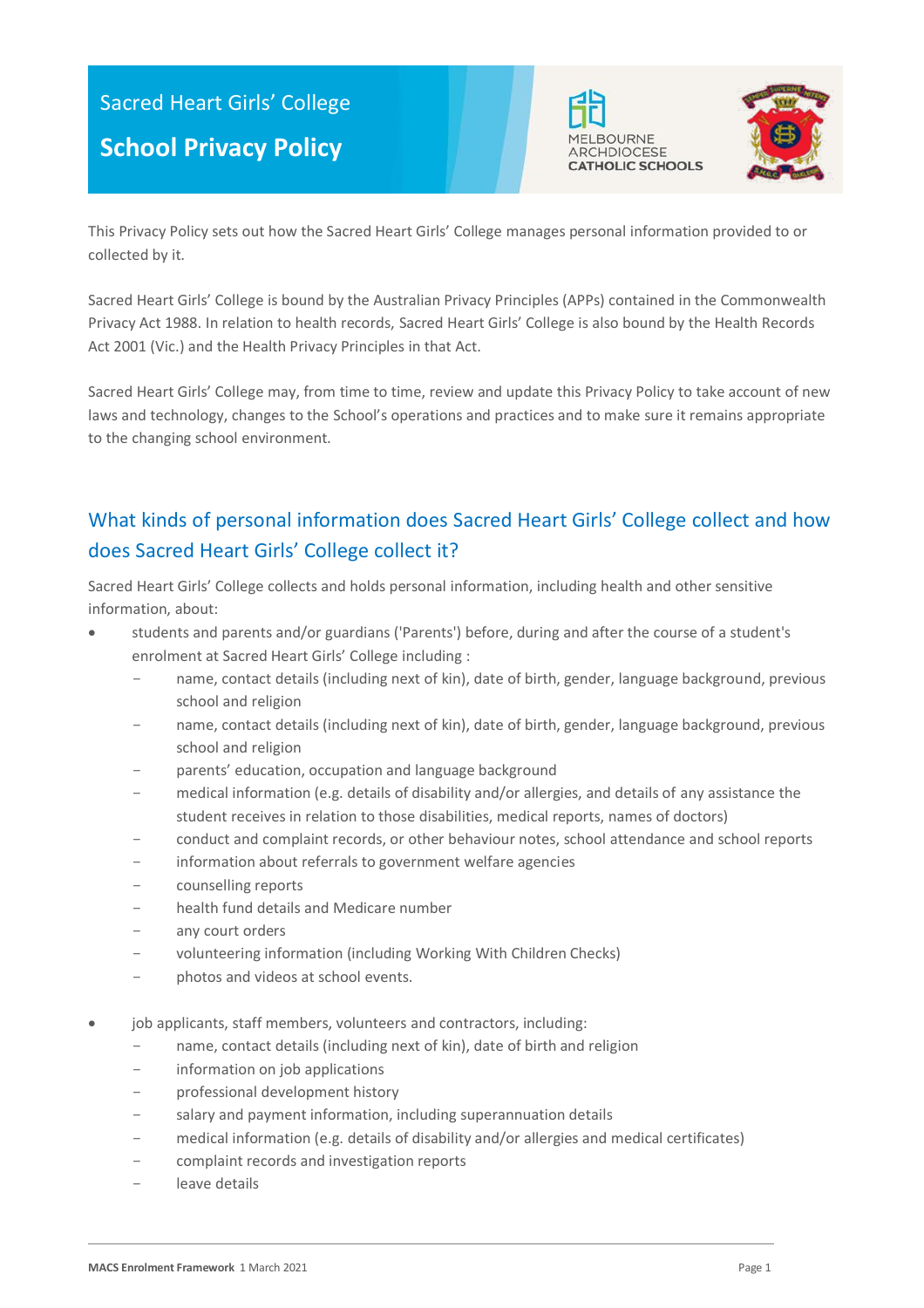Sacred Heart Girls' College

# School Privacy Policy

This Privacy Policy sets out how the Sacred Heart Girls' College manages personal information provided to or collected by it.

Sacred Heart Girls' College is bound by the Australian Privacy Principles (APPs) contained in the Commonwealth Privacy Act 1988. In relation to health records, Sacred Heart Girls' College is also bound by the Health Records Act 2001 (Vic.) and the Health Privacy Principles in that Act.

Sacred Heart Girls' College may, from time to time, review and update this Privacy Policy to take account of new laws and technology, changes to the School's operations and practices and to make sure it remains appropriate to the changing school environment.

## What kinds of personal information does Sacred Heart Girls' College collect and how does Sacred Heart Girls' College collect it?

Sacred Heart Girls' College collects and holds personal information, including health and other sensitive information, about:

- students and parents and/or guardians ('Parents') before, during and after the course of a student's enrolment at Sacred Heart Girls' College including :
  - name, contact details (including next of kin), date of birth, gender, language background, previous school and religion
  - name, contact details (including next of kin), date of birth, gender, language background, previous school and religion
  - parents' education, occupation and language background
  - medical information (e.g. details of disability and/or allergies, and details of any assistance the student receives in relation to those disabilities, medical reports, names of doctors)
  - conduct and complaint records, or other behaviour notes, school attendance and school reports
  - information about referrals to government welfare agencies
  - counselling reports
  - health fund details and Medicare number
  - any court orders
  - volunteering information (including Working With Children Checks)
  - photos and videos at school events.
- job applicants, staff members, volunteers and contractors, including:
  - name, contact details (including next of kin), date of birth and religion
  - information on job applications
  - professional development history
  - salary and payment information, including superannuation details
  - medical information (e.g. details of disability and/or allergies and medical certificates)
  - complaint records and investigation reports
  - leave details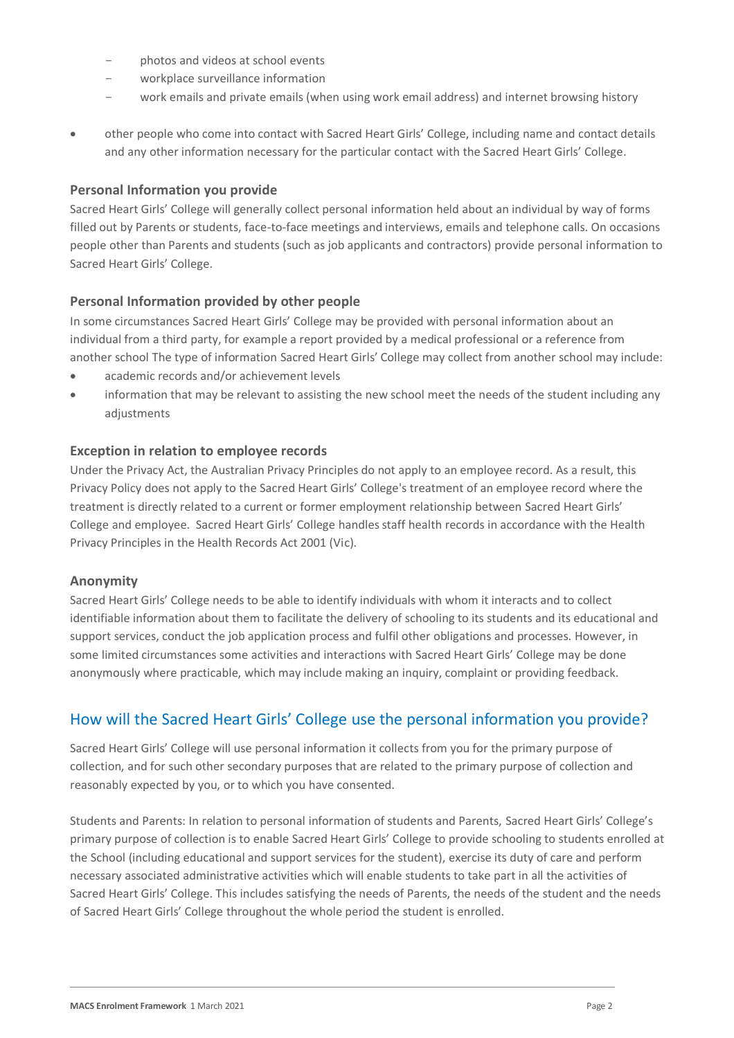- photos and videos at school events
  - workplace surveillance information
  - work emails and private emails (when using work email address) and internet browsing history

- other people who come into contact with Sacred Heart Girls' College, including name and contact details and any other information necessary for the particular contact with the Sacred Heart Girls' College.

### Personal Information you provide

Sacred Heart Girls' College will generally collect personal information held about an individual by way of forms filled out by Parents or students, face-to-face meetings and interviews, emails and telephone calls. On occasions people other than Parents and students (such as job applicants and contractors) provide personal information to Sacred Heart Girls' College.

### Personal Information provided by other people

In some circumstances Sacred Heart Girls' College may be provided with personal information about an individual from a third party, for example a report provided by a medical professional or a reference from another school The type of information Sacred Heart Girls' College may collect from another school may include:

- academic records and/or achievement levels
- information that may be relevant to assisting the new school meet the needs of the student including any adjustments

### Exception in relation to employee records

Under the Privacy Act, the Australian Privacy Principles do not apply to an employee record. As a result, this Privacy Policy does not apply to the Sacred Heart Girls' College's treatment of an employee record where the treatment is directly related to a current or former employment relationship between Sacred Heart Girls' College and employee. Sacred Heart Girls' College handles staff health records in accordance with the Health Privacy Principles in the Health Records Act 2001 (Vic).

### Anonymity

Sacred Heart Girls' College needs to be able to identify individuals with whom it interacts and to collect identifiable information about them to facilitate the delivery of schooling to its students and its educational and support services, conduct the job application process and fulfil other obligations and processes. However, in some limited circumstances some activities and interactions with Sacred Heart Girls' College may be done anonymously where practicable, which may include making an inquiry, complaint or providing feedback.

## How will the Sacred Heart Girls' College use the personal information you provide?

Sacred Heart Girls' College will use personal information it collects from you for the primary purpose of collection, and for such other secondary purposes that are related to the primary purpose of collection and reasonably expected by you, or to which you have consented.

Students and Parents: In relation to personal information of students and Parents, Sacred Heart Girls' College's primary purpose of collection is to enable Sacred Heart Girls' College to provide schooling to students enrolled at the School (including educational and support services for the student), exercise its duty of care and perform necessary associated administrative activities which will enable students to take part in all the activities of Sacred Heart Girls' College. This includes satisfying the needs of Parents, the needs of the student and the needs of Sacred Heart Girls' College throughout the whole period the student is enrolled.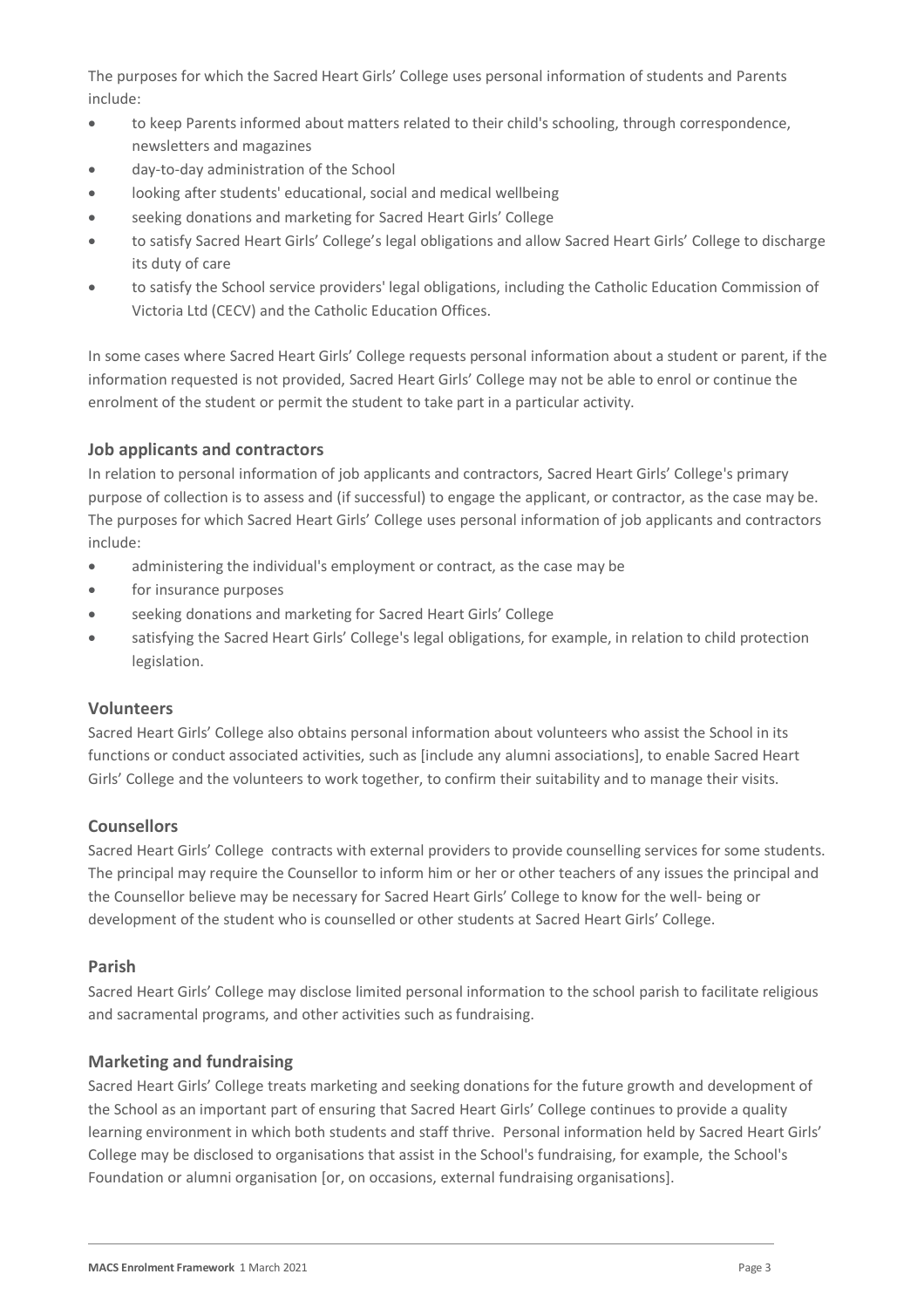The purposes for which the Sacred Heart Girls' College uses personal information of students and Parents include:

- to keep Parents informed about matters related to their child's schooling, through correspondence, newsletters and magazines
- day-to-day administration of the School
- looking after students' educational, social and medical wellbeing
- seeking donations and marketing for Sacred Heart Girls' College
- to satisfy Sacred Heart Girls' College's legal obligations and allow Sacred Heart Girls' College to discharge its duty of care
- to satisfy the School service providers' legal obligations, including the Catholic Education Commission of Victoria Ltd (CECV) and the Catholic Education Offices.

In some cases where Sacred Heart Girls' College requests personal information about a student or parent, if the information requested is not provided, Sacred Heart Girls' College may not be able to enrol or continue the enrolment of the student or permit the student to take part in a particular activity.

### Job applicants and contractors

In relation to personal information of job applicants and contractors, Sacred Heart Girls' College's primary purpose of collection is to assess and (if successful) to engage the applicant, or contractor, as the case may be. The purposes for which Sacred Heart Girls' College uses personal information of job applicants and contractors include:

- administering the individual's employment or contract, as the case may be
- for insurance purposes
- seeking donations and marketing for Sacred Heart Girls' College
- satisfying the Sacred Heart Girls' College's legal obligations, for example, in relation to child protection legislation.

### Volunteers

Sacred Heart Girls' College also obtains personal information about volunteers who assist the School in its functions or conduct associated activities, such as [include any alumni associations], to enable Sacred Heart Girls' College and the volunteers to work together, to confirm their suitability and to manage their visits.

### Counsellors

Sacred Heart Girls' College contracts with external providers to provide counselling services for some students. The principal may require the Counsellor to inform him or her or other teachers of any issues the principal and the Counsellor believe may be necessary for Sacred Heart Girls' College to know for the well- being or development of the student who is counselled or other students at Sacred Heart Girls' College.

### Parish

Sacred Heart Girls' College may disclose limited personal information to the school parish to facilitate religious and sacramental programs, and other activities such as fundraising.

### Marketing and fundraising

Sacred Heart Girls' College treats marketing and seeking donations for the future growth and development of the School as an important part of ensuring that Sacred Heart Girls' College continues to provide a quality learning environment in which both students and staff thrive. Personal information held by Sacred Heart Girls' College may be disclosed to organisations that assist in the School's fundraising, for example, the School's Foundation or alumni organisation [or, on occasions, external fundraising organisations].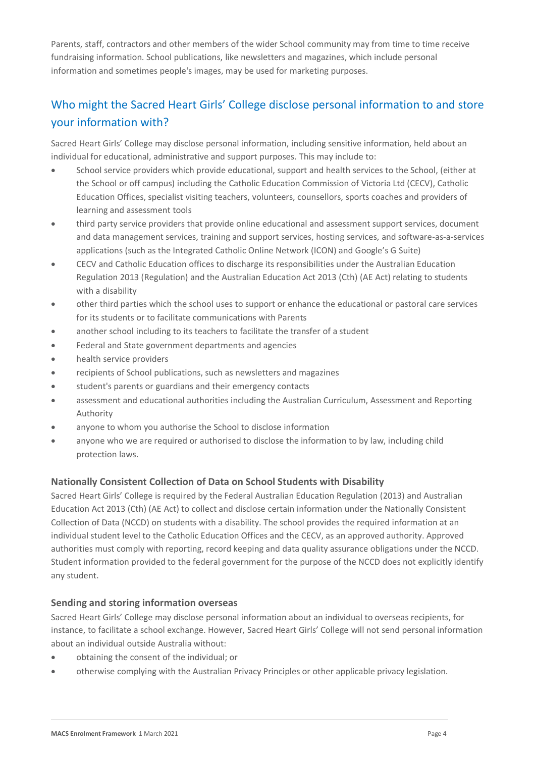Parents, staff, contractors and other members of the wider School community may from time to time receive fundraising information. School publications, like newsletters and magazines, which include personal information and sometimes people's images, may be used for marketing purposes.

## Who might the Sacred Heart Girls' College disclose personal information to and store your information with?

Sacred Heart Girls' College may disclose personal information, including sensitive information, held about an individual for educational, administrative and support purposes. This may include to:

- School service providers which provide educational, support and health services to the School, (either at the School or off campus) including the Catholic Education Commission of Victoria Ltd (CECV), Catholic Education Offices, specialist visiting teachers, volunteers, counsellors, sports coaches and providers of learning and assessment tools
- third party service providers that provide online educational and assessment support services, document and data management services, training and support services, hosting services, and software-as-a-services applications (such as the Integrated Catholic Online Network (ICON) and Google's G Suite)
- CECV and Catholic Education offices to discharge its responsibilities under the Australian Education Regulation 2013 (Regulation) and the Australian Education Act 2013 (Cth) (AE Act) relating to students with a disability
- other third parties which the school uses to support or enhance the educational or pastoral care services for its students or to facilitate communications with Parents
- another school including to its teachers to facilitate the transfer of a student
- Federal and State government departments and agencies
- health service providers
- recipients of School publications, such as newsletters and magazines
- student's parents or guardians and their emergency contacts
- assessment and educational authorities including the Australian Curriculum, Assessment and Reporting Authority
- anyone to whom you authorise the School to disclose information
- anyone who we are required or authorised to disclose the information to by law, including child protection laws.

### Nationally Consistent Collection of Data on School Students with Disability

Sacred Heart Girls' College is required by the Federal Australian Education Regulation (2013) and Australian Education Act 2013 (Cth) (AE Act) to collect and disclose certain information under the Nationally Consistent Collection of Data (NCCD) on students with a disability. The school provides the required information at an individual student level to the Catholic Education Offices and the CECV, as an approved authority. Approved authorities must comply with reporting, record keeping and data quality assurance obligations under the NCCD. Student information provided to the federal government for the purpose of the NCCD does not explicitly identify any student.

### Sending and storing information overseas

Sacred Heart Girls' College may disclose personal information about an individual to overseas recipients, for instance, to facilitate a school exchange. However, Sacred Heart Girls' College will not send personal information about an individual outside Australia without:

- obtaining the consent of the individual; or
- otherwise complying with the Australian Privacy Principles or other applicable privacy legislation.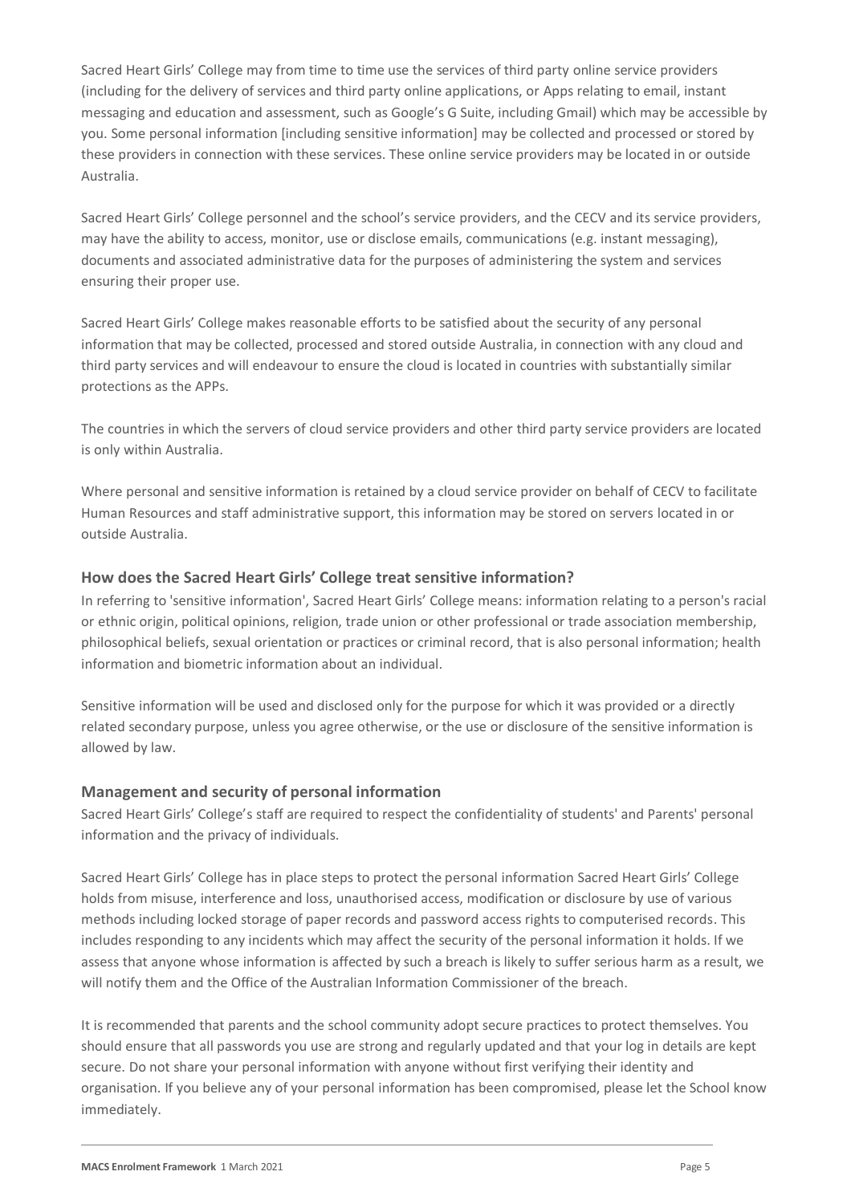Sacred Heart Girls' College may from time to time use the services of third party online service providers (including for the delivery of services and third party online applications, or Apps relating to email, instant messaging and education and assessment, such as Google's G Suite, including Gmail) which may be accessible by you. Some personal information [including sensitive information] may be collected and processed or stored by these providers in connection with these services. These online service providers may be located in or outside Australia.

Sacred Heart Girls' College personnel and the school's service providers, and the CECV and its service providers, may have the ability to access, monitor, use or disclose emails, communications (e.g. instant messaging), documents and associated administrative data for the purposes of administering the system and services ensuring their proper use.

Sacred Heart Girls' College makes reasonable efforts to be satisfied about the security of any personal information that may be collected, processed and stored outside Australia, in connection with any cloud and third party services and will endeavour to ensure the cloud is located in countries with substantially similar protections as the APPs.

The countries in which the servers of cloud service providers and other third party service providers are located is only within Australia.

Where personal and sensitive information is retained by a cloud service provider on behalf of CECV to facilitate Human Resources and staff administrative support, this information may be stored on servers located in or outside Australia.

### How does the Sacred Heart Girls' College treat sensitive information?

In referring to 'sensitive information', Sacred Heart Girls' College means: information relating to a person's racial or ethnic origin, political opinions, religion, trade union or other professional or trade association membership, philosophical beliefs, sexual orientation or practices or criminal record, that is also personal information; health information and biometric information about an individual.

Sensitive information will be used and disclosed only for the purpose for which it was provided or a directly related secondary purpose, unless you agree otherwise, or the use or disclosure of the sensitive information is allowed by law.

### Management and security of personal information

Sacred Heart Girls' College's staff are required to respect the confidentiality of students' and Parents' personal information and the privacy of individuals.

Sacred Heart Girls' College has in place steps to protect the personal information Sacred Heart Girls' College holds from misuse, interference and loss, unauthorised access, modification or disclosure by use of various methods including locked storage of paper records and password access rights to computerised records. This includes responding to any incidents which may affect the security of the personal information it holds. If we assess that anyone whose information is affected by such a breach is likely to suffer serious harm as a result, we will notify them and the Office of the Australian Information Commissioner of the breach.

It is recommended that parents and the school community adopt secure practices to protect themselves. You should ensure that all passwords you use are strong and regularly updated and that your log in details are kept secure. Do not share your personal information with anyone without first verifying their identity and organisation. If you believe any of your personal information has been compromised, please let the School know immediately.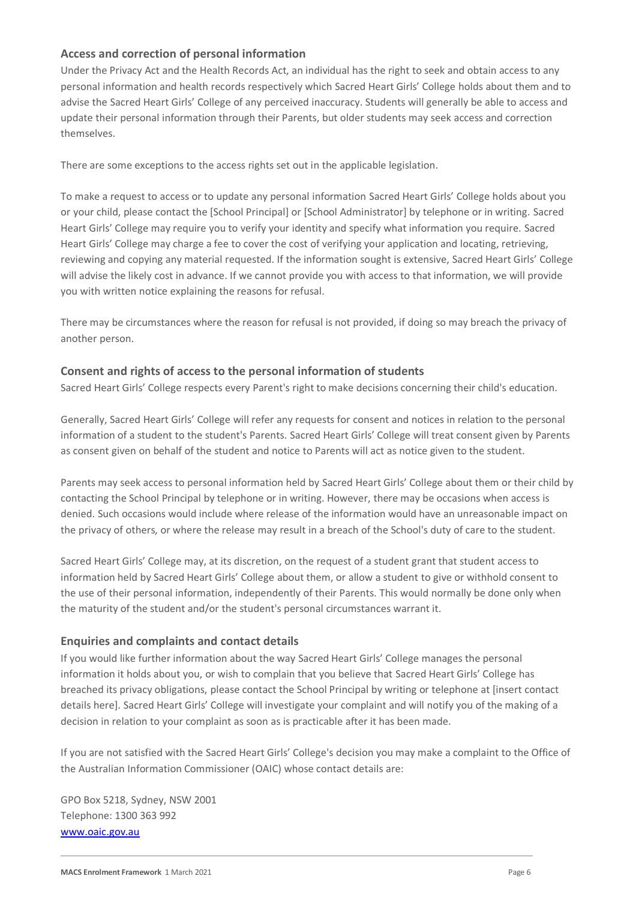### Access and correction of personal information

Under the Privacy Act and the Health Records Act, an individual has the right to seek and obtain access to any personal information and health records respectively which Sacred Heart Girls' College holds about them and to advise the Sacred Heart Girls' College of any perceived inaccuracy. Students will generally be able to access and update their personal information through their Parents, but older students may seek access and correction themselves.

There are some exceptions to the access rights set out in the applicable legislation.

To make a request to access or to update any personal information Sacred Heart Girls' College holds about you or your child, please contact the [School Principal] or [School Administrator] by telephone or in writing. Sacred Heart Girls' College may require you to verify your identity and specify what information you require. Sacred Heart Girls' College may charge a fee to cover the cost of verifying your application and locating, retrieving, reviewing and copying any material requested. If the information sought is extensive, Sacred Heart Girls' College will advise the likely cost in advance. If we cannot provide you with access to that information, we will provide you with written notice explaining the reasons for refusal.

There may be circumstances where the reason for refusal is not provided, if doing so may breach the privacy of another person.

### Consent and rights of access to the personal information of students

Sacred Heart Girls' College respects every Parent's right to make decisions concerning their child's education.

Generally, Sacred Heart Girls' College will refer any requests for consent and notices in relation to the personal information of a student to the student's Parents. Sacred Heart Girls' College will treat consent given by Parents as consent given on behalf of the student and notice to Parents will act as notice given to the student.

Parents may seek access to personal information held by Sacred Heart Girls' College about them or their child by contacting the School Principal by telephone or in writing. However, there may be occasions when access is denied. Such occasions would include where release of the information would have an unreasonable impact on the privacy of others, or where the release may result in a breach of the School's duty of care to the student.

Sacred Heart Girls' College may, at its discretion, on the request of a student grant that student access to information held by Sacred Heart Girls' College about them, or allow a student to give or withhold consent to the use of their personal information, independently of their Parents. This would normally be done only when the maturity of the student and/or the student's personal circumstances warrant it.

### Enquiries and complaints and contact details

If you would like further information about the way Sacred Heart Girls' College manages the personal information it holds about you, or wish to complain that you believe that Sacred Heart Girls' College has breached its privacy obligations, please contact the School Principal by writing or telephone at [insert contact details here]. Sacred Heart Girls' College will investigate your complaint and will notify you of the making of a decision in relation to your complaint as soon as is practicable after it has been made.

If you are not satisfied with the Sacred Heart Girls' College's decision you may make a complaint to the Office of the Australian Information Commissioner (OAIC) whose contact details are:

GPO Box 5218, Sydney, NSW 2001  
Telephone: 1300 363 992  
[www.oaic.gov.au](http://www.oaic.gov.au)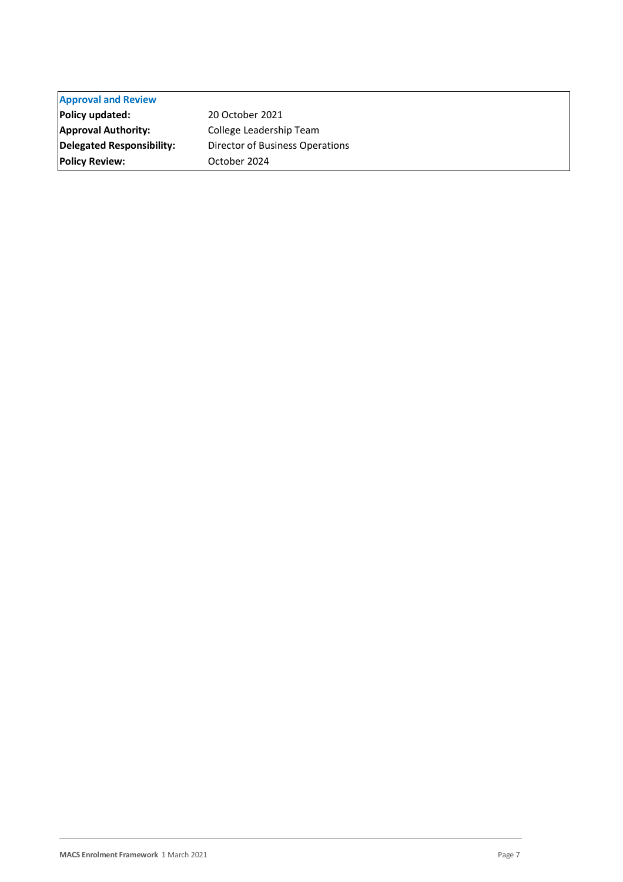| Approval and Review | |
|---|---|
| **Policy updated:** | 20 October 2021 |
| **Approval Authority:** | College Leadership Team |
| **Delegated Responsibility:** | Director of Business Operations |
| **Policy Review:** | October 2024 |